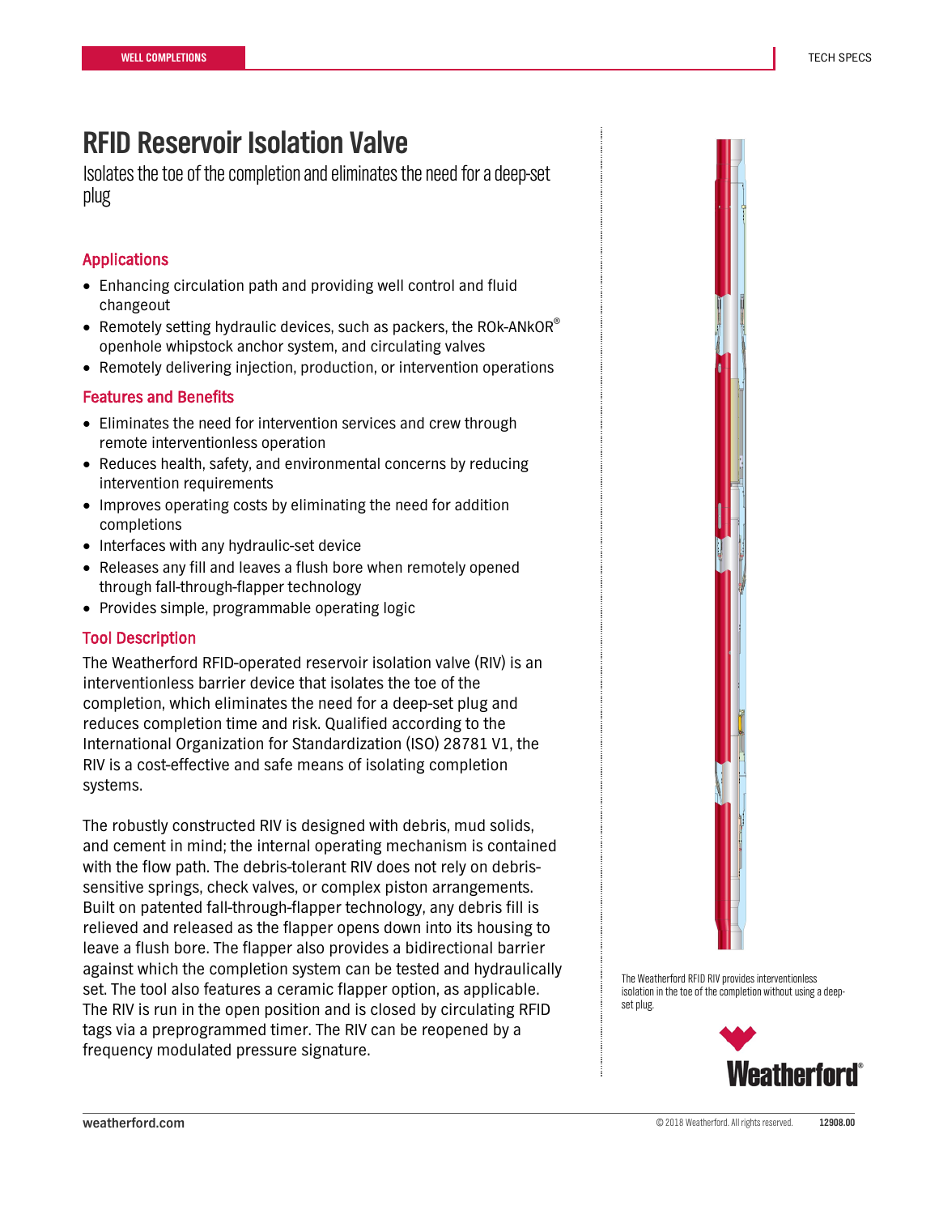# RFID Reservoir Isolation Valve

Isolates the toe of the completion and eliminates the need for a deep-set plug

## Applications

- Enhancing circulation path and providing well control and fluid changeout
- Remotely setting hydraulic devices, such as packers, the ROk-ANkOR® openhole whipstock anchor system, and circulating valves
- Remotely delivering injection, production, or intervention operations

## Features and Benefits

- Eliminates the need for intervention services and crew through remote interventionless operation
- Reduces health, safety, and environmental concerns by reducing intervention requirements
- Improves operating costs by eliminating the need for addition completions
- Interfaces with any hydraulic-set device
- Releases any fill and leaves a flush bore when remotely opened through fall-through-flapper technology
- Provides simple, programmable operating logic

## Tool Description

The Weatherford RFID-operated reservoir isolation valve (RIV) is an interventionless barrier device that isolates the toe of the completion, which eliminates the need for a deep-set plug and reduces completion time and risk. Qualified according to the International Organization for Standardization (ISO) 28781 V1, the RIV is a cost-effective and safe means of isolating completion systems.

The robustly constructed RIV is designed with debris, mud solids, and cement in mind; the internal operating mechanism is contained with the flow path. The debris-tolerant RIV does not rely on debris-sensitive springs, check valves, or complex piston arrangements. Built on patented fall-through-flapper technology, any debris fill is relieved and released as the flapper opens down into its housing to leave a flush bore. The flapper also provides a bidirectional barrier against which the completion system can be tested and hydraulically set. The tool also features a ceramic flapper option, as applicable. The RIV is run in the open position and is closed by circulating RFID tags via a preprogrammed timer. The RIV can be reopened by a frequency modulated pressure signature.

The Weatherford RFID RIV provides interventionless isolation in the toe of the completion without using a deep-set plug.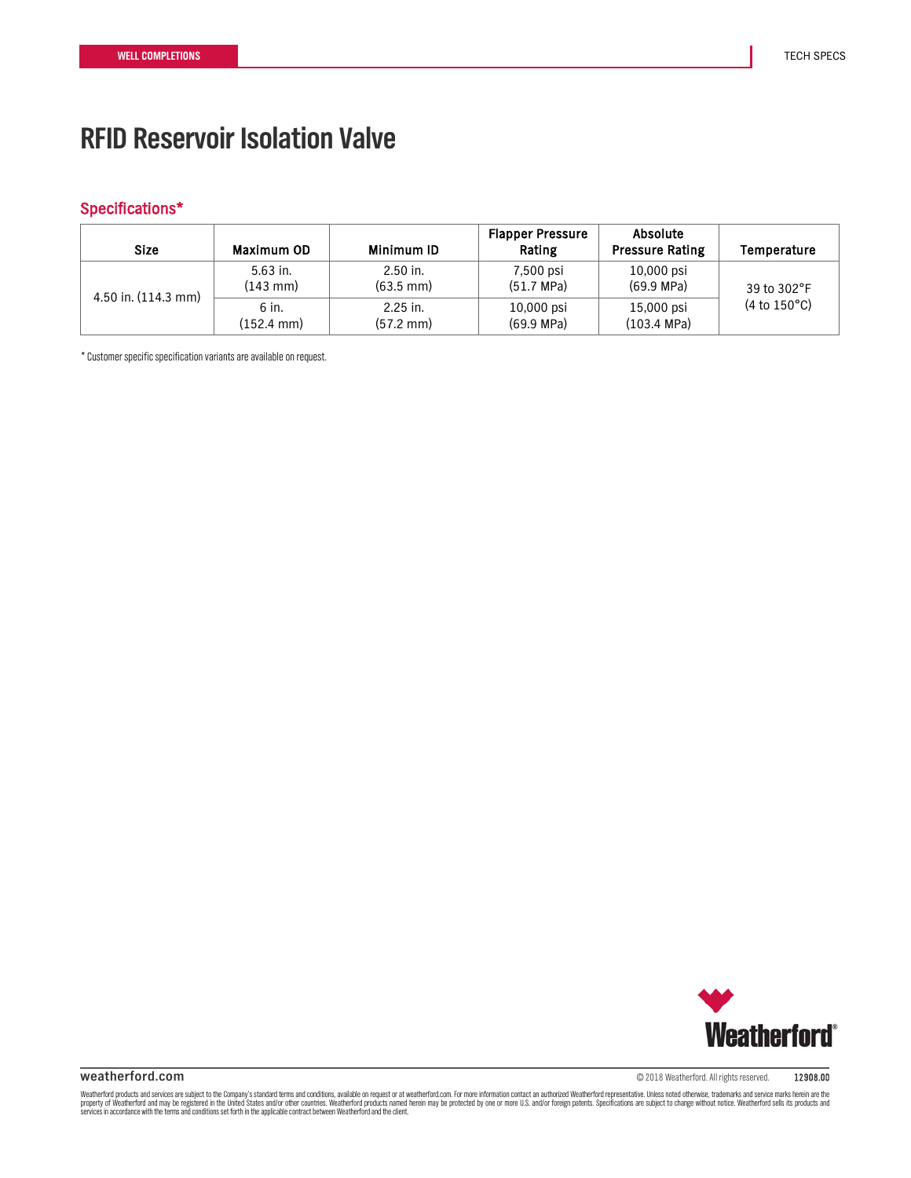# RFID Reservoir Isolation Valve

## Specifications*

| Size | Maximum OD | Minimum ID | Flapper Pressure Rating | Absolute Pressure Rating | Temperature |
|---|---|---|---|---|---|
| 4.50 in. (114.3 mm) | 5.63 in. (143 mm) | 2.50 in. (63.5 mm) | 7,500 psi (51.7 MPa) | 10,000 psi (69.9 MPa) | 39 to 302°F (4 to 150°C) |
| | 6 in. (152.4 mm) | 2.25 in. (57.2 mm) | 10,000 psi (69.9 MPa) | 15,000 psi (103.4 MPa) | |

* Customer specific specification variants are available on request.

weatherford.com

© 2018 Weatherford. All rights reserved. 12908.00

Weatherford products and services are subject to the Company's standard terms and conditions, available on request or at weatherford.com. For more information contact an authorized Weatherford representative. Unless noted otherwise, trademarks and service marks herein are the property of Weatherford and may be registered in the United States and/or other countries. Weatherford products named herein may be protected by one or more U.S. and/or foreign patents. Specifications are subject to change without notice. Weatherford sells its products and services in accordance with the terms and conditions set forth in the applicable contract between Weatherford and the client.